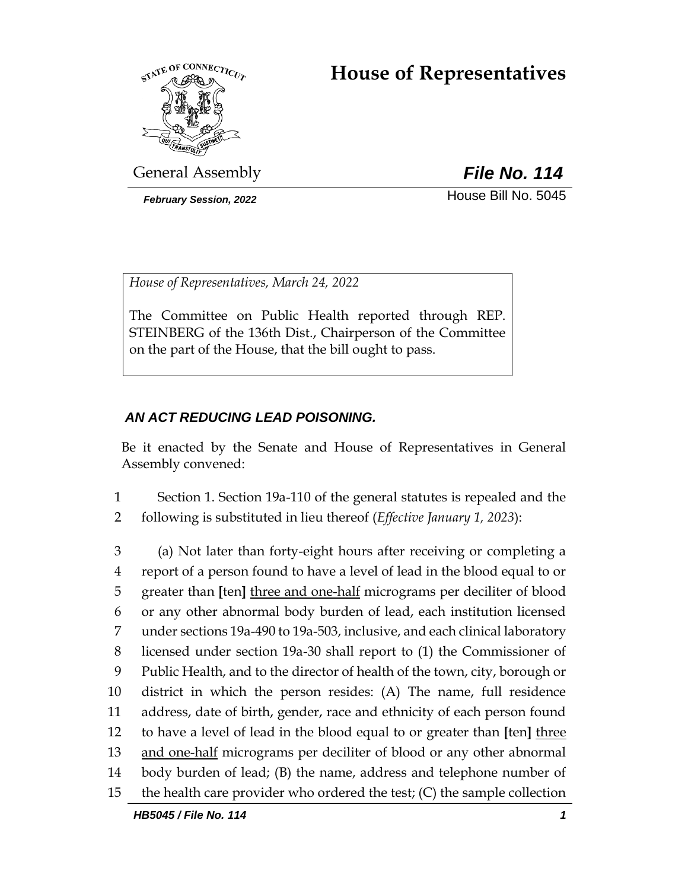# House of Representatives

General Assembly

***File No. 114***

***February Session, 2022***

House Bill No. 5045

*House of Representatives, March 24, 2022*

The Committee on Public Health reported through REP. STEINBERG of the 136th Dist., Chairperson of the Committee on the part of the House, that the bill ought to pass.

***AN ACT REDUCING LEAD POISONING.***

Be it enacted by the Senate and House of Representatives in General Assembly convened:

1 Section 1. Section 19a-110 of the general statutes is repealed and the
2 following is substituted in lieu thereof (*Effective January 1, 2023*):

3 (a) Not later than forty-eight hours after receiving or completing a
4 report of a person found to have a level of lead in the blood equal to or
5 greater than **[**ten**]** <u>three and one-half</u> micrograms per deciliter of blood
6 or any other abnormal body burden of lead, each institution licensed
7 under sections 19a-490 to 19a-503, inclusive, and each clinical laboratory
8 licensed under section 19a-30 shall report to (1) the Commissioner of
9 Public Health, and to the director of health of the town, city, borough or
10 district in which the person resides: (A) The name, full residence
11 address, date of birth, gender, race and ethnicity of each person found
12 to have a level of lead in the blood equal to or greater than **[**ten**]** <u>three</u>
13 <u>and one-half</u> micrograms per deciliter of blood or any other abnormal
14 body burden of lead; (B) the name, address and telephone number of
15 the health care provider who ordered the test; (C) the sample collection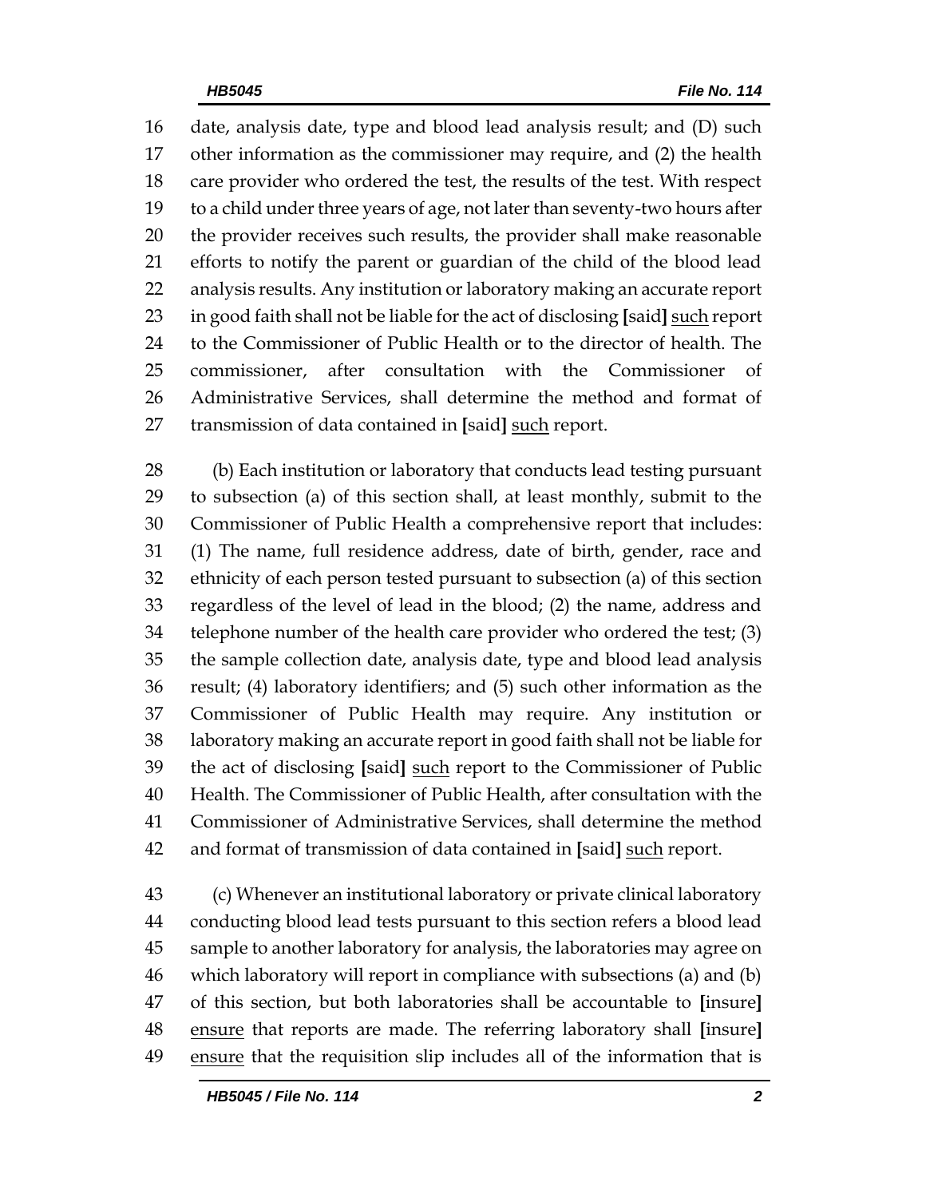date, analysis date, type and blood lead analysis result; and (D) such other information as the commissioner may require, and (2) the health care provider who ordered the test, the results of the test. With respect to a child under three years of age, not later than seventy-two hours after the provider receives such results, the provider shall make reasonable efforts to notify the parent or guardian of the child of the blood lead analysis results. Any institution or laboratory making an accurate report in good faith shall not be liable for the act of disclosing **[**said**]** <u>such</u> report to the Commissioner of Public Health or to the director of health. The commissioner, after consultation with the Commissioner of Administrative Services, shall determine the method and format of transmission of data contained in **[**said**]** <u>such</u> report.

(b) Each institution or laboratory that conducts lead testing pursuant to subsection (a) of this section shall, at least monthly, submit to the Commissioner of Public Health a comprehensive report that includes: (1) The name, full residence address, date of birth, gender, race and ethnicity of each person tested pursuant to subsection (a) of this section regardless of the level of lead in the blood; (2) the name, address and telephone number of the health care provider who ordered the test; (3) the sample collection date, analysis date, type and blood lead analysis result; (4) laboratory identifiers; and (5) such other information as the Commissioner of Public Health may require. Any institution or laboratory making an accurate report in good faith shall not be liable for the act of disclosing **[**said**]** <u>such</u> report to the Commissioner of Public Health. The Commissioner of Public Health, after consultation with the Commissioner of Administrative Services, shall determine the method and format of transmission of data contained in **[**said**]** <u>such</u> report.

(c) Whenever an institutional laboratory or private clinical laboratory conducting blood lead tests pursuant to this section refers a blood lead sample to another laboratory for analysis, the laboratories may agree on which laboratory will report in compliance with subsections (a) and (b) of this section, but both laboratories shall be accountable to **[**insure**]** <u>ensure</u> that reports are made. The referring laboratory shall **[**insure**]** <u>ensure</u> that the requisition slip includes all of the information that is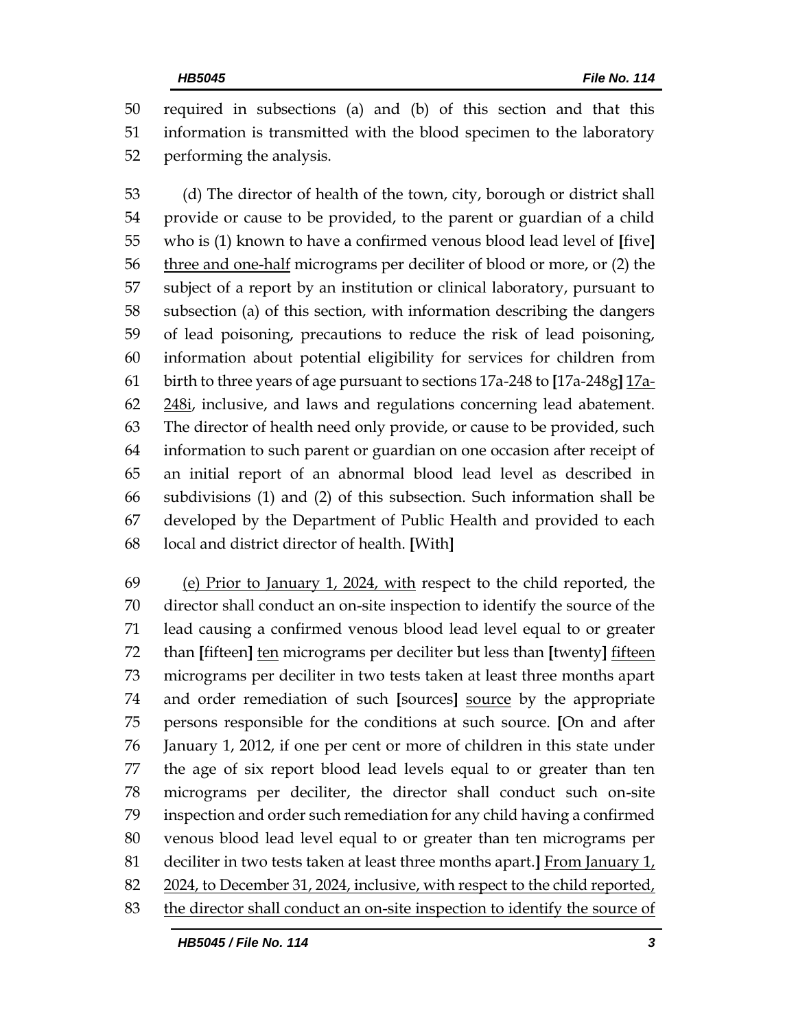50 required in subsections (a) and (b) of this section and that this
51 information is transmitted with the blood specimen to the laboratory
52 performing the analysis.

53 (d) The director of health of the town, city, borough or district shall
54 provide or cause to be provided, to the parent or guardian of a child
55 who is (1) known to have a confirmed venous blood lead level of **[**five**]**
56 <u>three and one-half</u> micrograms per deciliter of blood or more, or (2) the
57 subject of a report by an institution or clinical laboratory, pursuant to
58 subsection (a) of this section, with information describing the dangers
59 of lead poisoning, precautions to reduce the risk of lead poisoning,
60 information about potential eligibility for services for children from
61 birth to three years of age pursuant to sections 17a-248 to **[**17a-248g**]** <u>17a-</u>
62 <u>248i</u>, inclusive, and laws and regulations concerning lead abatement.
63 The director of health need only provide, or cause to be provided, such
64 information to such parent or guardian on one occasion after receipt of
65 an initial report of an abnormal blood lead level as described in
66 subdivisions (1) and (2) of this subsection. Such information shall be
67 developed by the Department of Public Health and provided to each
68 local and district director of health. **[**With**]**

69 <u>(e) Prior to January 1, 2024, with</u> respect to the child reported, the
70 director shall conduct an on-site inspection to identify the source of the
71 lead causing a confirmed venous blood lead level equal to or greater
72 than **[**fifteen**]** <u>ten</u> micrograms per deciliter but less than **[**twenty**]** <u>fifteen</u>
73 micrograms per deciliter in two tests taken at least three months apart
74 and order remediation of such **[**sources**]** <u>source</u> by the appropriate
75 persons responsible for the conditions at such source. **[**On and after
76 January 1, 2012, if one per cent or more of children in this state under
77 the age of six report blood lead levels equal to or greater than ten
78 micrograms per deciliter, the director shall conduct such on-site
79 inspection and order such remediation for any child having a confirmed
80 venous blood lead level equal to or greater than ten micrograms per
81 deciliter in two tests taken at least three months apart.**]** <u>From January 1,</u>
82 <u>2024, to December 31, 2024, inclusive, with respect to the child reported,</u>
83 <u>the director shall conduct an on-site inspection to identify the source of</u>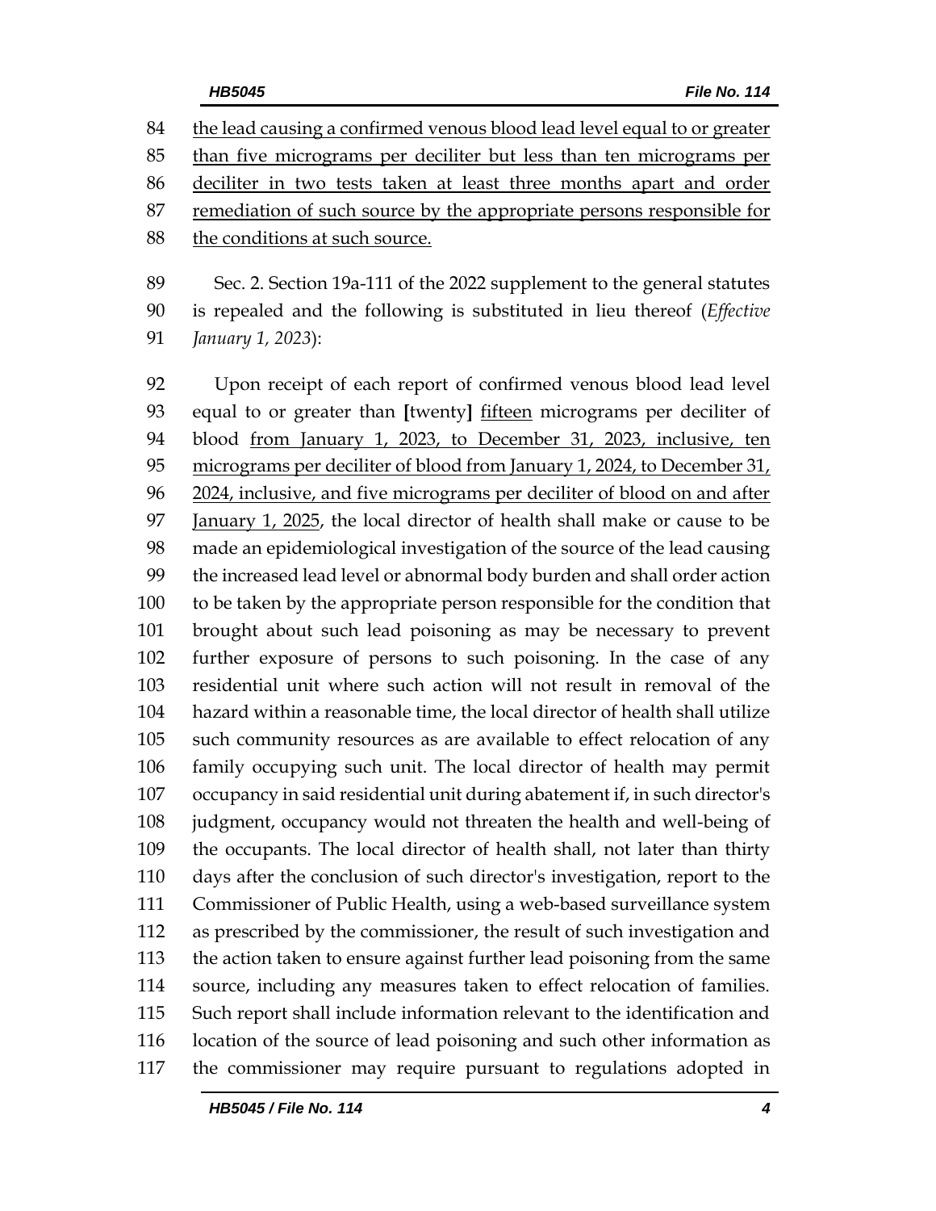<u>the lead causing a confirmed venous blood lead level equal to or greater than five micrograms per deciliter but less than ten micrograms per deciliter in two tests taken at least three months apart and order remediation of such source by the appropriate persons responsible for the conditions at such source.</u>

Sec. 2. Section 19a-111 of the 2022 supplement to the general statutes is repealed and the following is substituted in lieu thereof (*Effective January 1, 2023*):

Upon receipt of each report of confirmed venous blood lead level equal to or greater than **[**twenty**]** <u>fifteen</u> micrograms per deciliter of blood <u>from January 1, 2023, to December 31, 2023, inclusive, ten micrograms per deciliter of blood from January 1, 2024, to December 31, 2024, inclusive, and five micrograms per deciliter of blood on and after January 1, 2025</u>, the local director of health shall make or cause to be made an epidemiological investigation of the source of the lead causing the increased lead level or abnormal body burden and shall order action to be taken by the appropriate person responsible for the condition that brought about such lead poisoning as may be necessary to prevent further exposure of persons to such poisoning. In the case of any residential unit where such action will not result in removal of the hazard within a reasonable time, the local director of health shall utilize such community resources as are available to effect relocation of any family occupying such unit. The local director of health may permit occupancy in said residential unit during abatement if, in such director's judgment, occupancy would not threaten the health and well-being of the occupants. The local director of health shall, not later than thirty days after the conclusion of such director's investigation, report to the Commissioner of Public Health, using a web-based surveillance system as prescribed by the commissioner, the result of such investigation and the action taken to ensure against further lead poisoning from the same source, including any measures taken to effect relocation of families. Such report shall include information relevant to the identification and location of the source of lead poisoning and such other information as the commissioner may require pursuant to regulations adopted in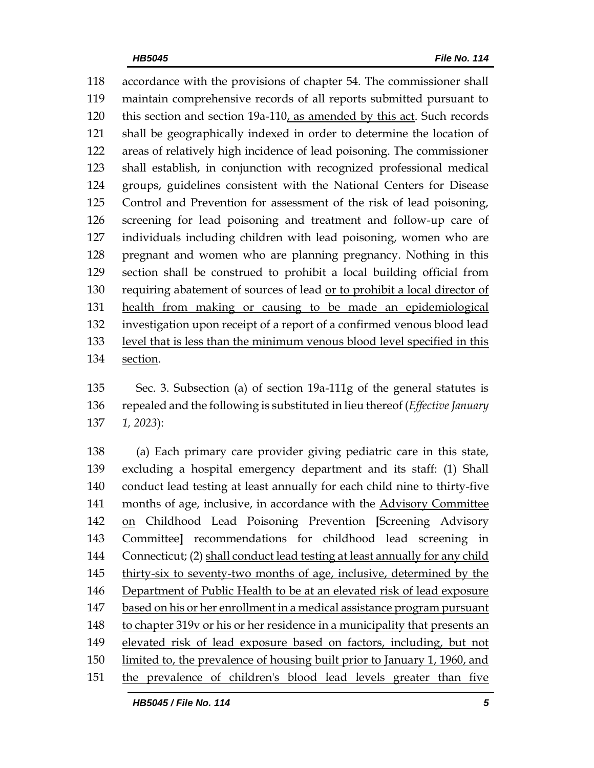accordance with the provisions of chapter 54. The commissioner shall maintain comprehensive records of all reports submitted pursuant to this section and section 19a-110, as amended by this act. Such records shall be geographically indexed in order to determine the location of areas of relatively high incidence of lead poisoning. The commissioner shall establish, in conjunction with recognized professional medical groups, guidelines consistent with the National Centers for Disease Control and Prevention for assessment of the risk of lead poisoning, screening for lead poisoning and treatment and follow-up care of individuals including children with lead poisoning, women who are pregnant and women who are planning pregnancy. Nothing in this section shall be construed to prohibit a local building official from requiring abatement of sources of lead or to prohibit a local director of health from making or causing to be made an epidemiological investigation upon receipt of a report of a confirmed venous blood lead level that is less than the minimum venous blood level specified in this section.

Sec. 3. Subsection (a) of section 19a-111g of the general statutes is repealed and the following is substituted in lieu thereof (*Effective January 1, 2023*):

(a) Each primary care provider giving pediatric care in this state, excluding a hospital emergency department and its staff: (1) Shall conduct lead testing at least annually for each child nine to thirty-five months of age, inclusive, in accordance with the Advisory Committee on Childhood Lead Poisoning Prevention [Screening Advisory Committee] recommendations for childhood lead screening in Connecticut; (2) shall conduct lead testing at least annually for any child thirty-six to seventy-two months of age, inclusive, determined by the Department of Public Health to be at an elevated risk of lead exposure based on his or her enrollment in a medical assistance program pursuant to chapter 319v or his or her residence in a municipality that presents an elevated risk of lead exposure based on factors, including, but not limited to, the prevalence of housing built prior to January 1, 1960, and the prevalence of children's blood lead levels greater than five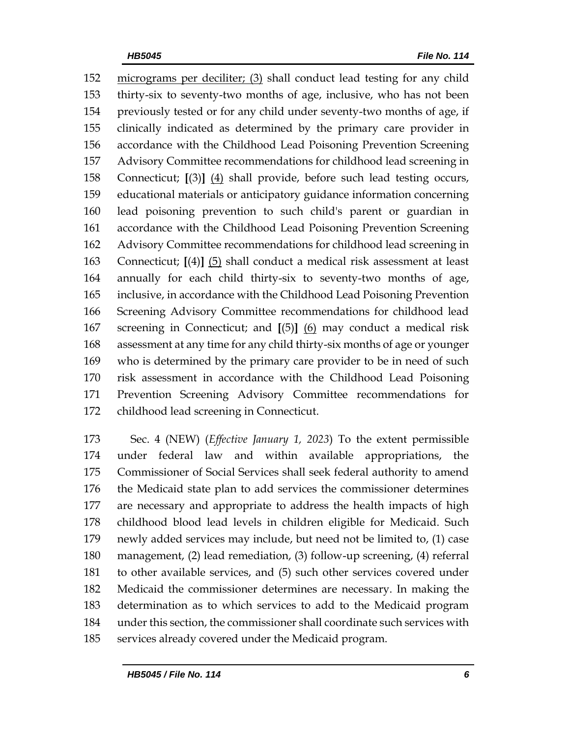152 micrograms per deciliter; (3) shall conduct lead testing for any child
153 thirty-six to seventy-two months of age, inclusive, who has not been
154 previously tested or for any child under seventy-two months of age, if
155 clinically indicated as determined by the primary care provider in
156 accordance with the Childhood Lead Poisoning Prevention Screening
157 Advisory Committee recommendations for childhood lead screening in
158 Connecticut; **[**(3)**]** (4) shall provide, before such lead testing occurs,
159 educational materials or anticipatory guidance information concerning
160 lead poisoning prevention to such child's parent or guardian in
161 accordance with the Childhood Lead Poisoning Prevention Screening
162 Advisory Committee recommendations for childhood lead screening in
163 Connecticut; **[**(4)**]** (5) shall conduct a medical risk assessment at least
164 annually for each child thirty-six to seventy-two months of age,
165 inclusive, in accordance with the Childhood Lead Poisoning Prevention
166 Screening Advisory Committee recommendations for childhood lead
167 screening in Connecticut; and **[**(5)**]** (6) may conduct a medical risk
168 assessment at any time for any child thirty-six months of age or younger
169 who is determined by the primary care provider to be in need of such
170 risk assessment in accordance with the Childhood Lead Poisoning
171 Prevention Screening Advisory Committee recommendations for
172 childhood lead screening in Connecticut.

173 Sec. 4 (NEW) (*Effective January 1, 2023*) To the extent permissible
174 under federal law and within available appropriations, the
175 Commissioner of Social Services shall seek federal authority to amend
176 the Medicaid state plan to add services the commissioner determines
177 are necessary and appropriate to address the health impacts of high
178 childhood blood lead levels in children eligible for Medicaid. Such
179 newly added services may include, but need not be limited to, (1) case
180 management, (2) lead remediation, (3) follow-up screening, (4) referral
181 to other available services, and (5) such other services covered under
182 Medicaid the commissioner determines are necessary. In making the
183 determination as to which services to add to the Medicaid program
184 under this section, the commissioner shall coordinate such services with
185 services already covered under the Medicaid program.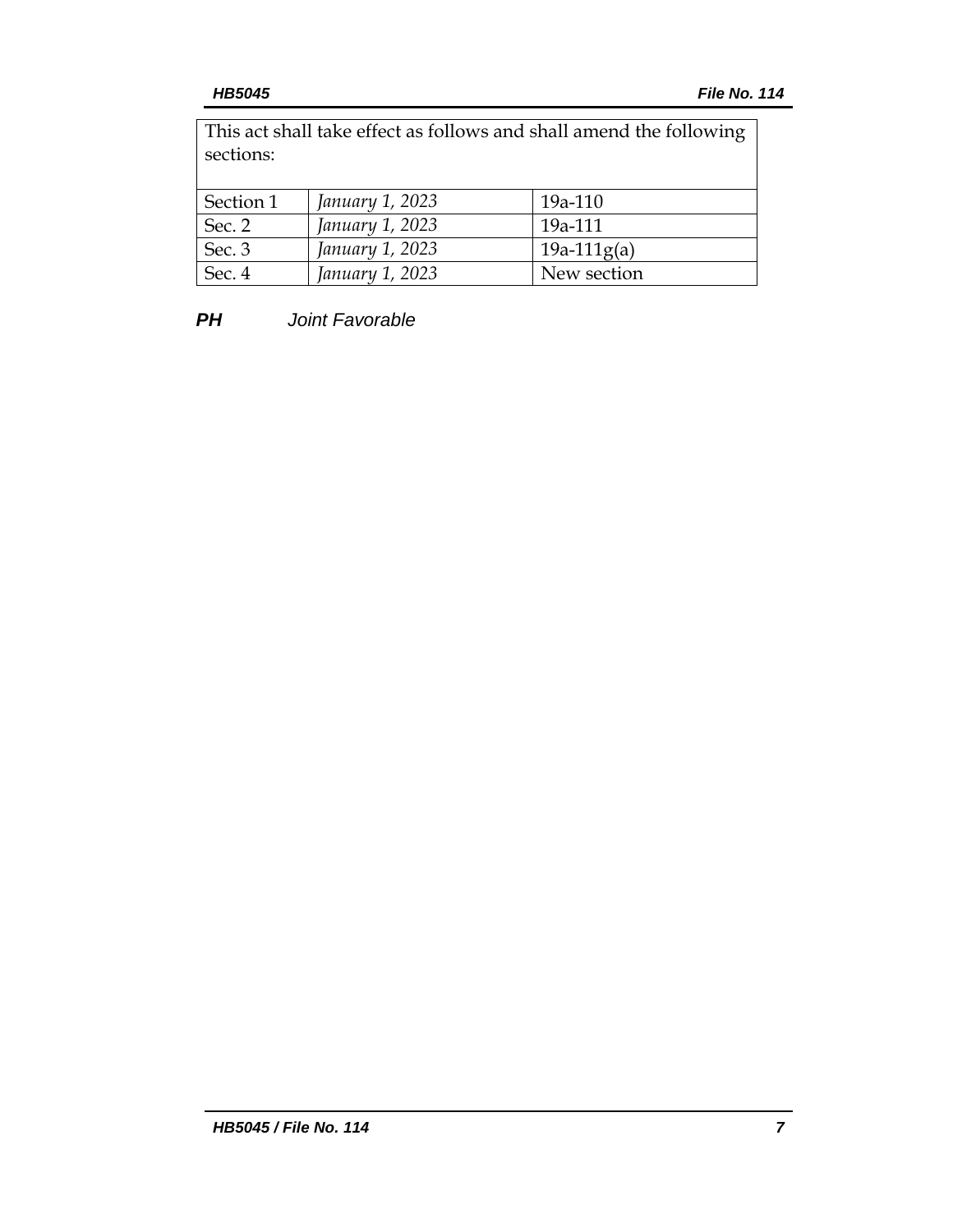| This act shall take effect as follows and shall amend the following sections: | | |
|---|---|---|
| Section 1 | *January 1, 2023* | 19a-110 |
| Sec. 2 | *January 1, 2023* | 19a-111 |
| Sec. 3 | *January 1, 2023* | 19a-111g(a) |
| Sec. 4 | *January 1, 2023* | New section |

***PH*** *Joint Favorable*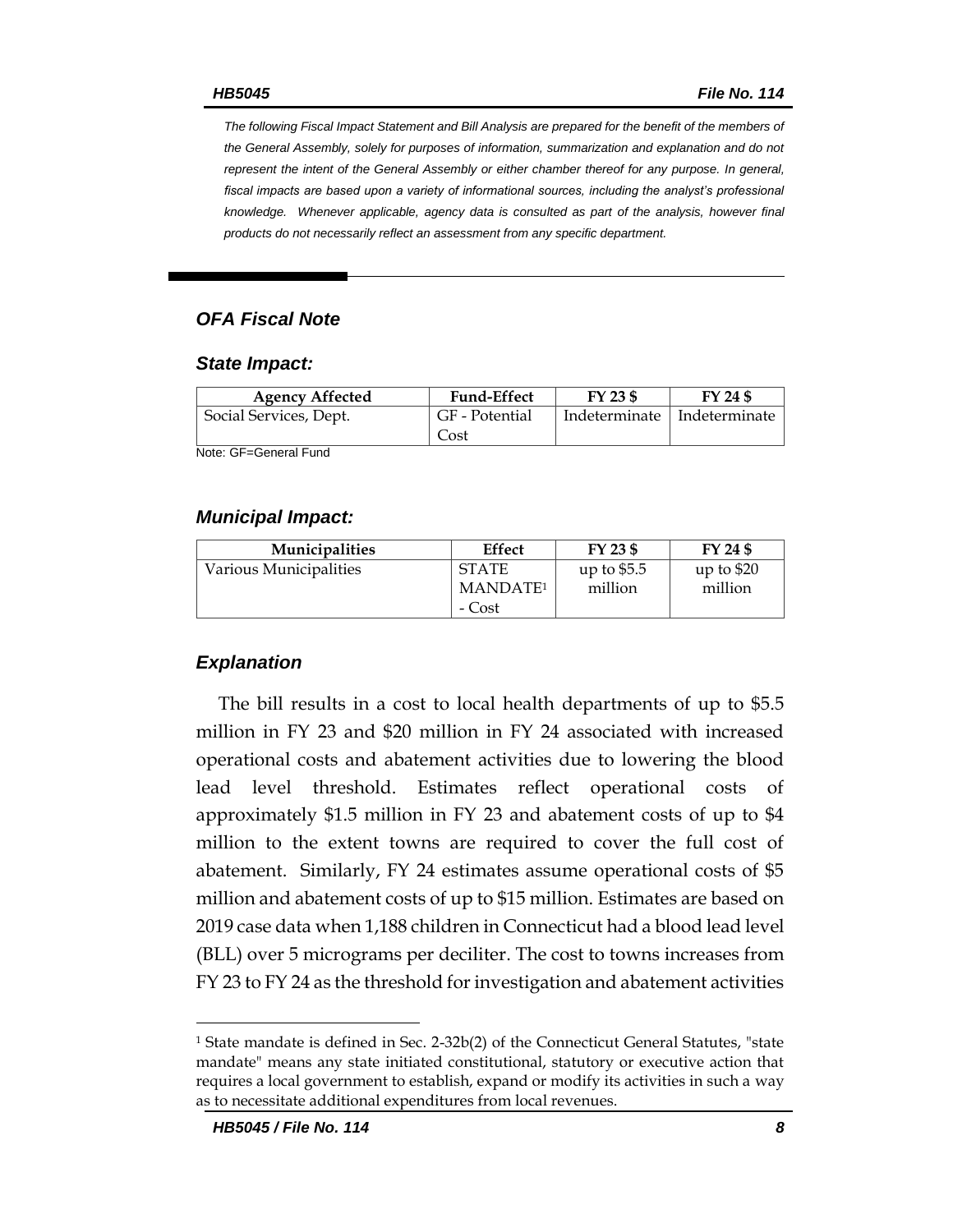*The following Fiscal Impact Statement and Bill Analysis are prepared for the benefit of the members of the General Assembly, solely for purposes of information, summarization and explanation and do not represent the intent of the General Assembly or either chamber thereof for any purpose. In general, fiscal impacts are based upon a variety of informational sources, including the analyst's professional knowledge. Whenever applicable, agency data is consulted as part of the analysis, however final products do not necessarily reflect an assessment from any specific department.*

### *OFA Fiscal Note*

#### *State Impact:*

| Agency Affected | Fund-Effect | FY 23 $ | FY 24 $ |
|---|---|---|---|
| Social Services, Dept. | GF - Potential Cost | Indeterminate | Indeterminate |

Note: GF=General Fund

#### *Municipal Impact:*

| Municipalities | Effect | FY 23 $ | FY 24 $ |
|---|---|---|---|
| Various Municipalities | STATE MANDATE[1] - Cost | up to $5.5 million | up to $20 million |

#### *Explanation*

The bill results in a cost to local health departments of up to $5.5 million in FY 23 and $20 million in FY 24 associated with increased operational costs and abatement activities due to lowering the blood lead level threshold. Estimates reflect operational costs of approximately $1.5 million in FY 23 and abatement costs of up to $4 million to the extent towns are required to cover the full cost of abatement. Similarly, FY 24 estimates assume operational costs of $5 million and abatement costs of up to $15 million. Estimates are based on 2019 case data when 1,188 children in Connecticut had a blood lead level (BLL) over 5 micrograms per deciliter. The cost to towns increases from FY 23 to FY 24 as the threshold for investigation and abatement activities

[1] State mandate is defined in Sec. 2-32b(2) of the Connecticut General Statutes, "state mandate" means any state initiated constitutional, statutory or executive action that requires a local government to establish, expand or modify its activities in such a way as to necessitate additional expenditures from local revenues.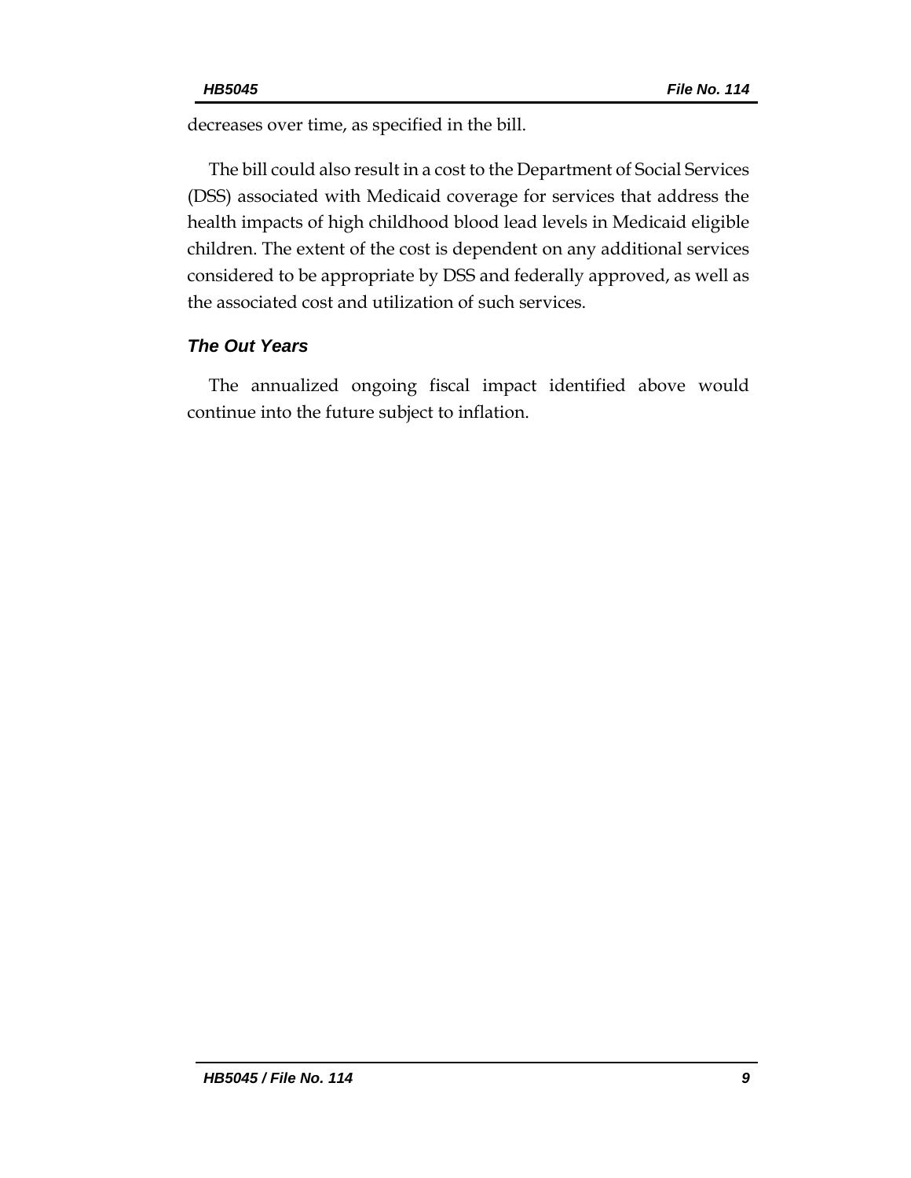decreases over time, as specified in the bill.

The bill could also result in a cost to the Department of Social Services (DSS) associated with Medicaid coverage for services that address the health impacts of high childhood blood lead levels in Medicaid eligible children. The extent of the cost is dependent on any additional services considered to be appropriate by DSS and federally approved, as well as the associated cost and utilization of such services.

### *The Out Years*

The annualized ongoing fiscal impact identified above would continue into the future subject to inflation.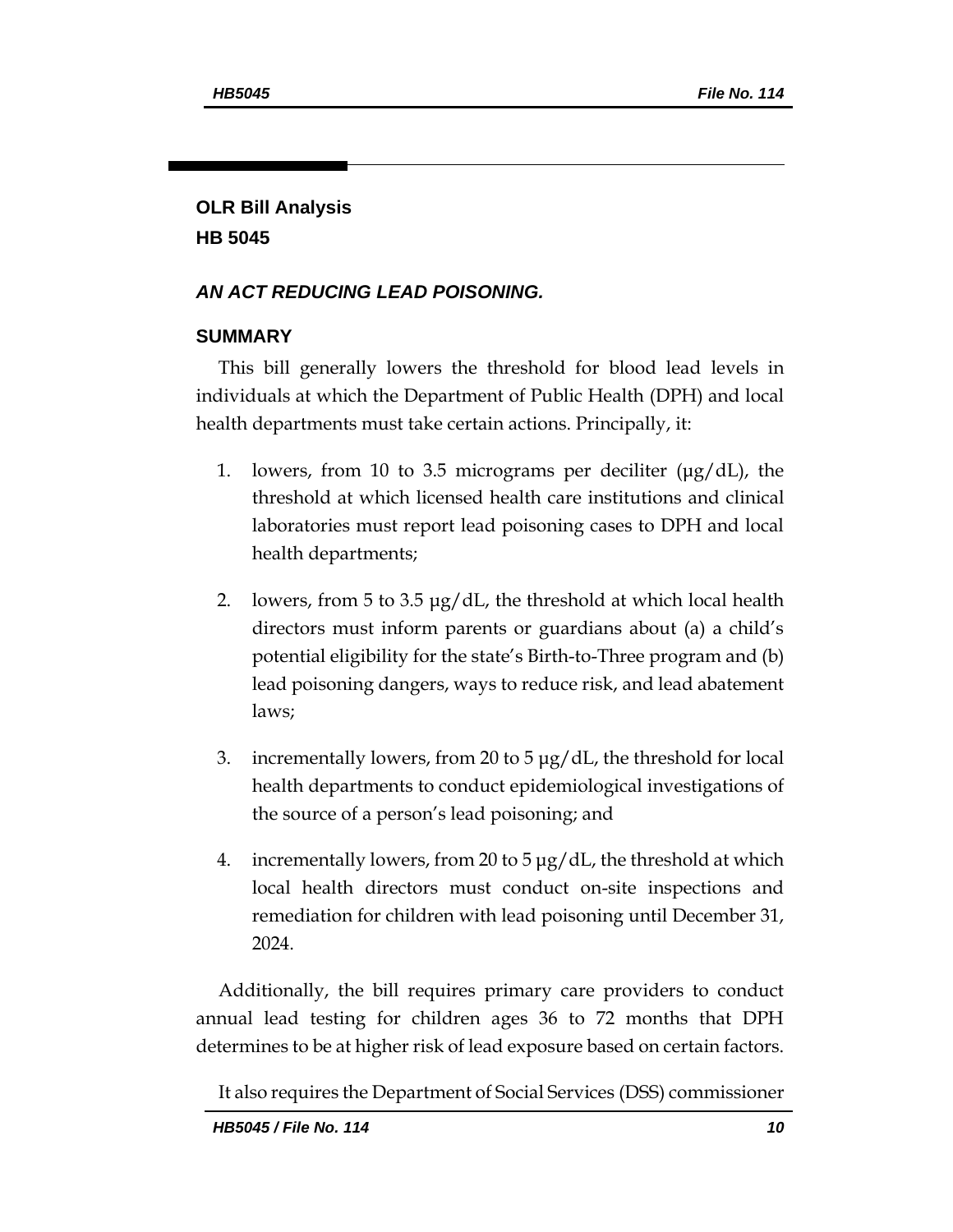## OLR Bill Analysis
## HB 5045

### *AN ACT REDUCING LEAD POISONING.*

### SUMMARY

This bill generally lowers the threshold for blood lead levels in individuals at which the Department of Public Health (DPH) and local health departments must take certain actions. Principally, it:

1. lowers, from 10 to 3.5 micrograms per deciliter (µg/dL), the threshold at which licensed health care institutions and clinical laboratories must report lead poisoning cases to DPH and local health departments;

2. lowers, from 5 to 3.5 µg/dL, the threshold at which local health directors must inform parents or guardians about (a) a child's potential eligibility for the state's Birth-to-Three program and (b) lead poisoning dangers, ways to reduce risk, and lead abatement laws;

3. incrementally lowers, from 20 to 5 µg/dL, the threshold for local health departments to conduct epidemiological investigations of the source of a person's lead poisoning; and

4. incrementally lowers, from 20 to 5 µg/dL, the threshold at which local health directors must conduct on-site inspections and remediation for children with lead poisoning until December 31, 2024.

Additionally, the bill requires primary care providers to conduct annual lead testing for children ages 36 to 72 months that DPH determines to be at higher risk of lead exposure based on certain factors.

It also requires the Department of Social Services (DSS) commissioner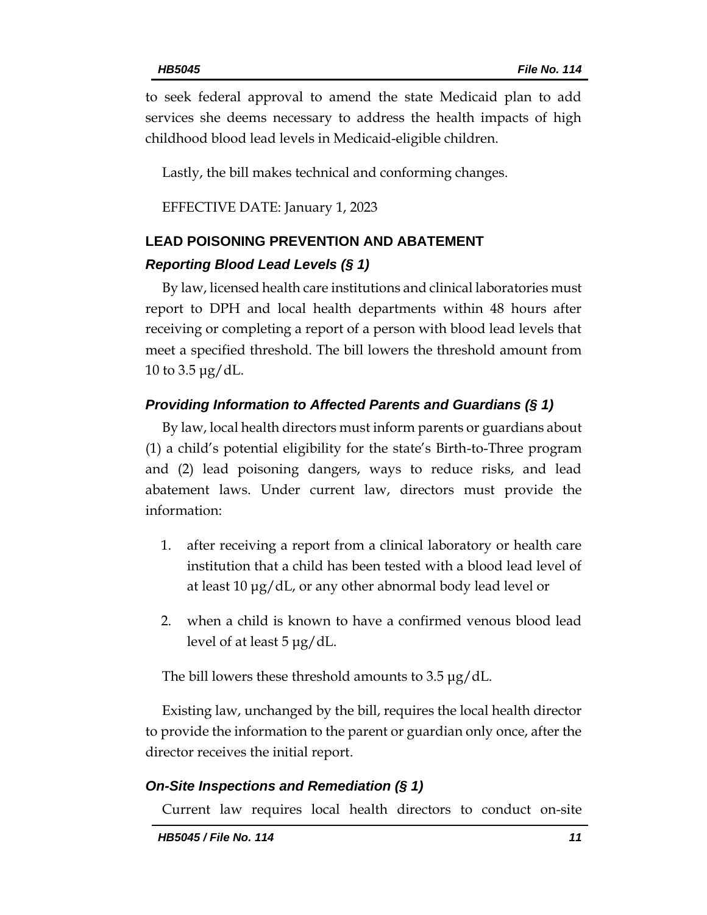to seek federal approval to amend the state Medicaid plan to add services she deems necessary to address the health impacts of high childhood blood lead levels in Medicaid-eligible children.

Lastly, the bill makes technical and conforming changes.

EFFECTIVE DATE: January 1, 2023

## LEAD POISONING PREVENTION AND ABATEMENT

### *Reporting Blood Lead Levels (§ 1)*

By law, licensed health care institutions and clinical laboratories must report to DPH and local health departments within 48 hours after receiving or completing a report of a person with blood lead levels that meet a specified threshold. The bill lowers the threshold amount from 10 to 3.5 µg/dL.

### *Providing Information to Affected Parents and Guardians (§ 1)*

By law, local health directors must inform parents or guardians about (1) a child's potential eligibility for the state's Birth-to-Three program and (2) lead poisoning dangers, ways to reduce risks, and lead abatement laws. Under current law, directors must provide the information:

1. after receiving a report from a clinical laboratory or health care institution that a child has been tested with a blood lead level of at least 10 µg/dL, or any other abnormal body lead level or
2. when a child is known to have a confirmed venous blood lead level of at least 5 µg/dL.

The bill lowers these threshold amounts to 3.5 µg/dL.

Existing law, unchanged by the bill, requires the local health director to provide the information to the parent or guardian only once, after the director receives the initial report.

### *On-Site Inspections and Remediation (§ 1)*

Current law requires local health directors to conduct on-site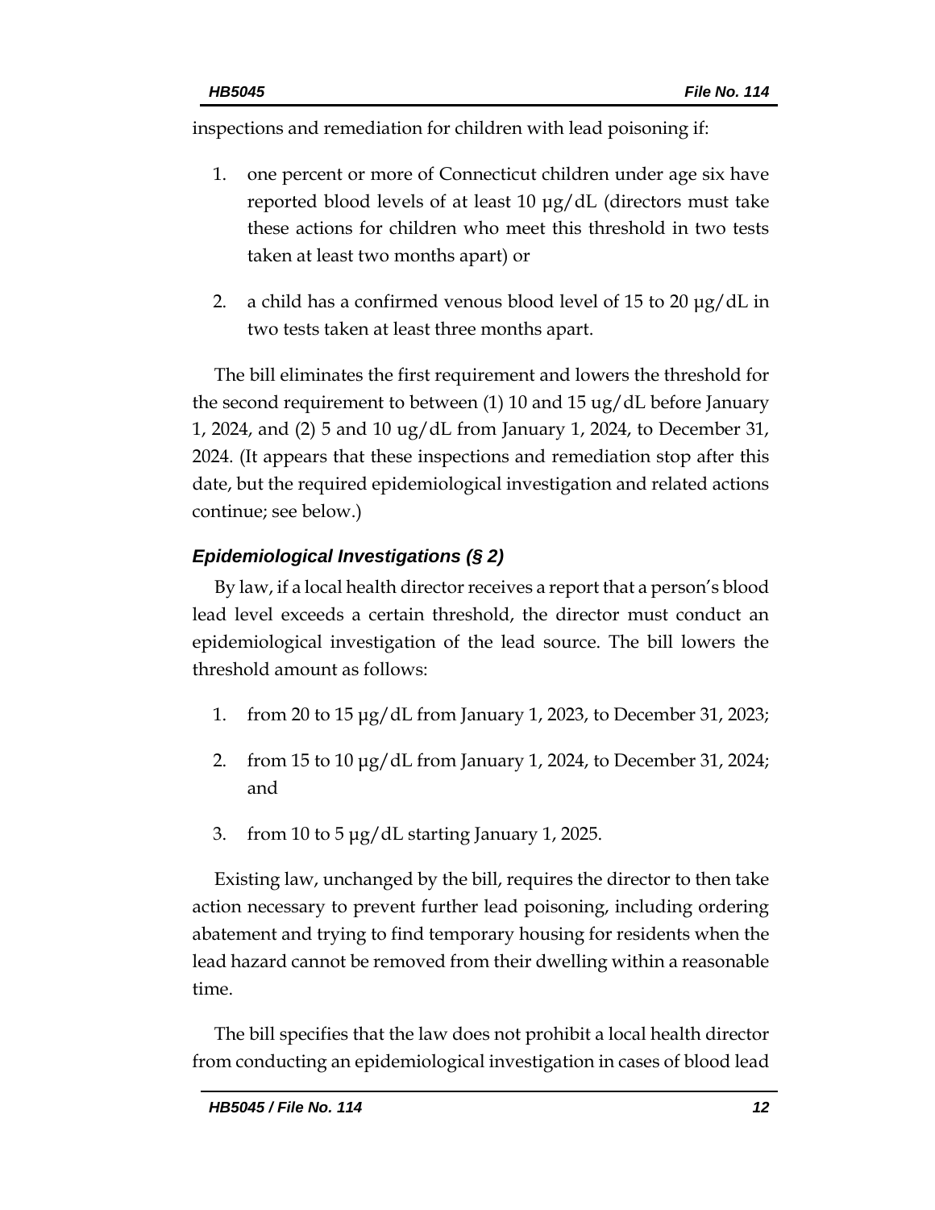inspections and remediation for children with lead poisoning if:

1. one percent or more of Connecticut children under age six have reported blood levels of at least 10 µg/dL (directors must take these actions for children who meet this threshold in two tests taken at least two months apart) or

2. a child has a confirmed venous blood level of 15 to 20 µg/dL in two tests taken at least three months apart.

The bill eliminates the first requirement and lowers the threshold for the second requirement to between (1) 10 and 15 ug/dL before January 1, 2024, and (2) 5 and 10 ug/dL from January 1, 2024, to December 31, 2024. (It appears that these inspections and remediation stop after this date, but the required epidemiological investigation and related actions continue; see below.)

### *Epidemiological Investigations (§ 2)*

By law, if a local health director receives a report that a person's blood lead level exceeds a certain threshold, the director must conduct an epidemiological investigation of the lead source. The bill lowers the threshold amount as follows:

1. from 20 to 15 µg/dL from January 1, 2023, to December 31, 2023;

2. from 15 to 10 µg/dL from January 1, 2024, to December 31, 2024; and

3. from 10 to 5 µg/dL starting January 1, 2025.

Existing law, unchanged by the bill, requires the director to then take action necessary to prevent further lead poisoning, including ordering abatement and trying to find temporary housing for residents when the lead hazard cannot be removed from their dwelling within a reasonable time.

The bill specifies that the law does not prohibit a local health director from conducting an epidemiological investigation in cases of blood lead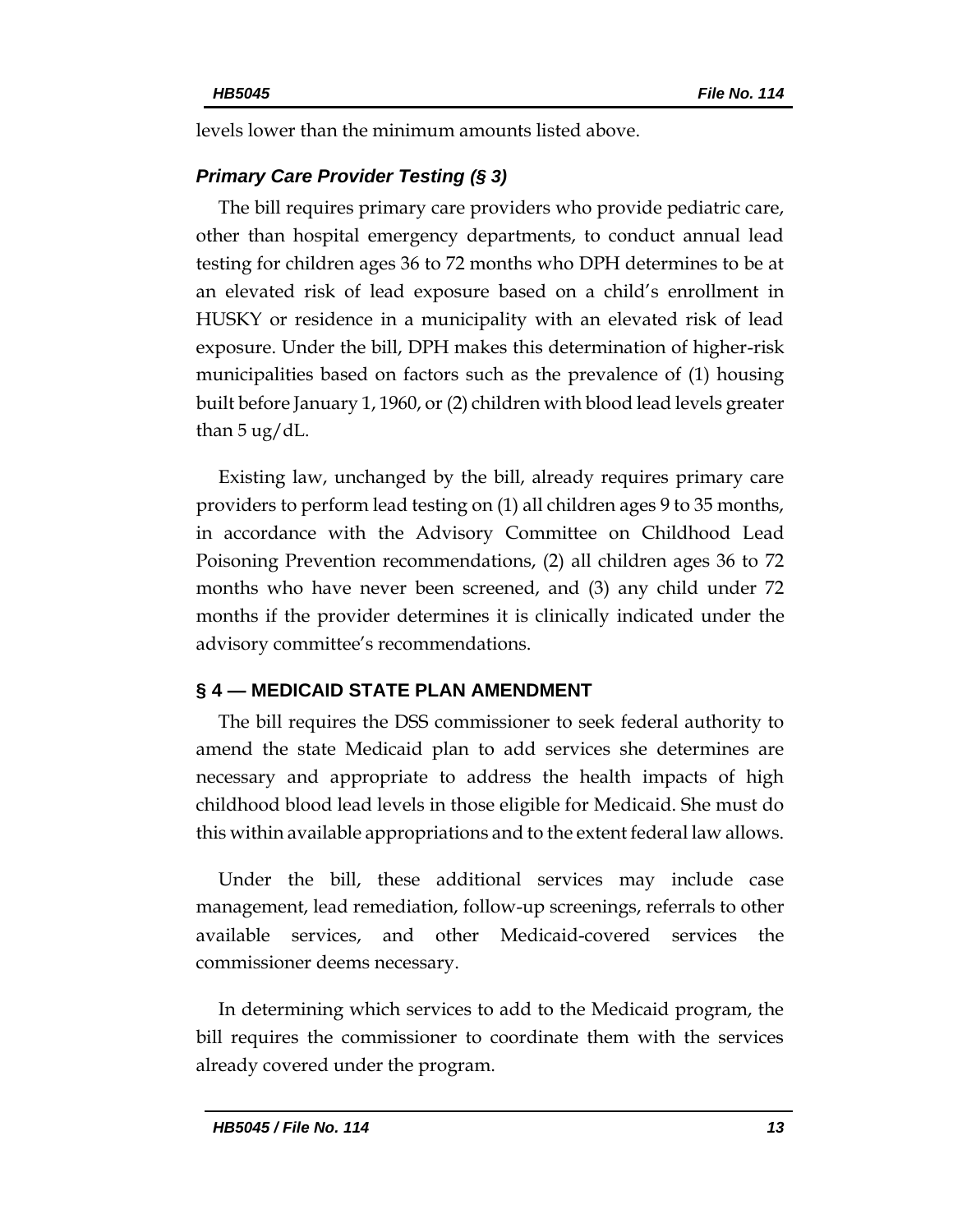levels lower than the minimum amounts listed above.

### *Primary Care Provider Testing (§ 3)*

The bill requires primary care providers who provide pediatric care, other than hospital emergency departments, to conduct annual lead testing for children ages 36 to 72 months who DPH determines to be at an elevated risk of lead exposure based on a child's enrollment in HUSKY or residence in a municipality with an elevated risk of lead exposure. Under the bill, DPH makes this determination of higher-risk municipalities based on factors such as the prevalence of (1) housing built before January 1, 1960, or (2) children with blood lead levels greater than 5 ug/dL.

Existing law, unchanged by the bill, already requires primary care providers to perform lead testing on (1) all children ages 9 to 35 months, in accordance with the Advisory Committee on Childhood Lead Poisoning Prevention recommendations, (2) all children ages 36 to 72 months who have never been screened, and (3) any child under 72 months if the provider determines it is clinically indicated under the advisory committee's recommendations.

## § 4 — MEDICAID STATE PLAN AMENDMENT

The bill requires the DSS commissioner to seek federal authority to amend the state Medicaid plan to add services she determines are necessary and appropriate to address the health impacts of high childhood blood lead levels in those eligible for Medicaid. She must do this within available appropriations and to the extent federal law allows.

Under the bill, these additional services may include case management, lead remediation, follow-up screenings, referrals to other available services, and other Medicaid-covered services the commissioner deems necessary.

In determining which services to add to the Medicaid program, the bill requires the commissioner to coordinate them with the services already covered under the program.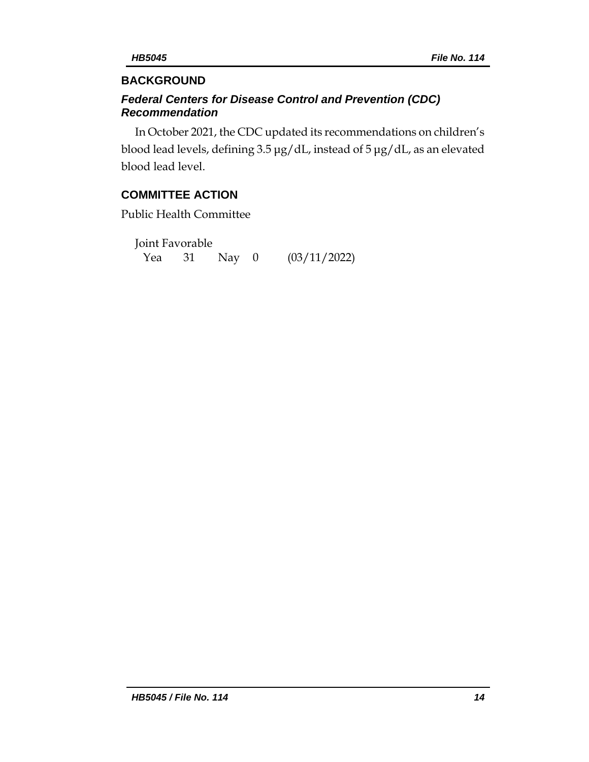## BACKGROUND

### *Federal Centers for Disease Control and Prevention (CDC) Recommendation*

In October 2021, the CDC updated its recommendations on children's blood lead levels, defining 3.5 µg/dL, instead of 5 µg/dL, as an elevated blood lead level.

## COMMITTEE ACTION

Public Health Committee

Joint Favorable
Yea 31 Nay 0 (03/11/2022)